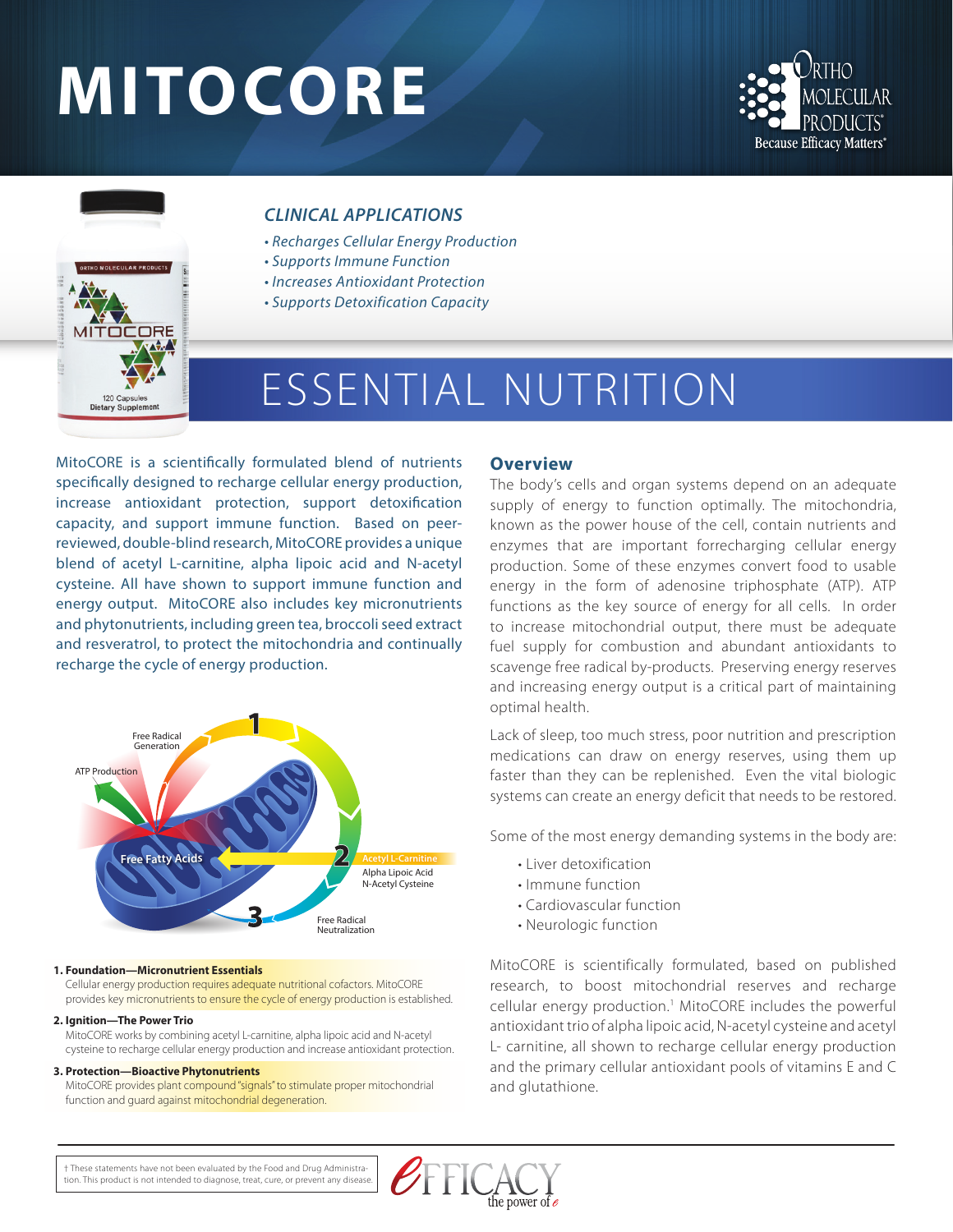# MITOCORE

ORTHO MOLECULAR PRODUCTS® Because Efficacy Matters®

## *CLINICAL APPLICATIONS*

- *Recharges Cellular Energy Production*
- *Supports Immune Function*
- *Increases Antioxidant Protection*
- *Supports Detoxification Capacity*

# ESSENTIAL NUTRITION

MitoCORE is a scientifically formulated blend of nutrients specifically designed to recharge cellular energy production, increase antioxidant protection, support detoxification capacity, and support immune function. Based on peer-reviewed, double-blind research, MitoCORE provides a unique blend of acetyl L-carnitine, alpha lipoic acid and N-acetyl cysteine. All have shown to support immune function and energy output. MitoCORE also includes key micronutrients and phytonutrients, including green tea, broccoli seed extract and resveratrol, to protect the mitochondria and continually recharge the cycle of energy production.

Free Radical Generation

ATP Production

Free Fatty Acids

Acetyl L-Carnitine
Alpha Lipoic Acid
N-Acetyl Cysteine

Free Radical Neutralization

**1. Foundation—Micronutrient Essentials**
Cellular energy production requires adequate nutritional cofactors. MitoCORE provides key micronutrients to ensure the cycle of energy production is established.

**2. Ignition—The Power Trio**
MitoCORE works by combining acetyl L-carnitine, alpha lipoic acid and N-acetyl cysteine to recharge cellular energy production and increase antioxidant protection.

**3. Protection—Bioactive Phytonutrients**
MitoCORE provides plant compound "signals" to stimulate proper mitochondrial function and guard against mitochondrial degeneration.

## Overview

The body's cells and organ systems depend on an adequate supply of energy to function optimally. The mitochondria, known as the power house of the cell, contain nutrients and enzymes that are important forrecharging cellular energy production. Some of these enzymes convert food to usable energy in the form of adenosine triphosphate (ATP). ATP functions as the key source of energy for all cells. In order to increase mitochondrial output, there must be adequate fuel supply for combustion and abundant antioxidants to scavenge free radical by-products. Preserving energy reserves and increasing energy output is a critical part of maintaining optimal health.

Lack of sleep, too much stress, poor nutrition and prescription medications can draw on energy reserves, using them up faster than they can be replenished. Even the vital biologic systems can create an energy deficit that needs to be restored.

Some of the most energy demanding systems in the body are:

- Liver detoxification
- Immune function
- Cardiovascular function
- Neurologic function

MitoCORE is scientifically formulated, based on published research, to boost mitochondrial reserves and recharge cellular energy production.[1] MitoCORE includes the powerful antioxidant trio of alpha lipoic acid, N-acetyl cysteine and acetyl L- carnitine, all shown to recharge cellular energy production and the primary cellular antioxidant pools of vitamins E and C and glutathione.

† These statements have not been evaluated by the Food and Drug Administration. This product is not intended to diagnose, treat, cure, or prevent any disease.

EFFICACY the power of e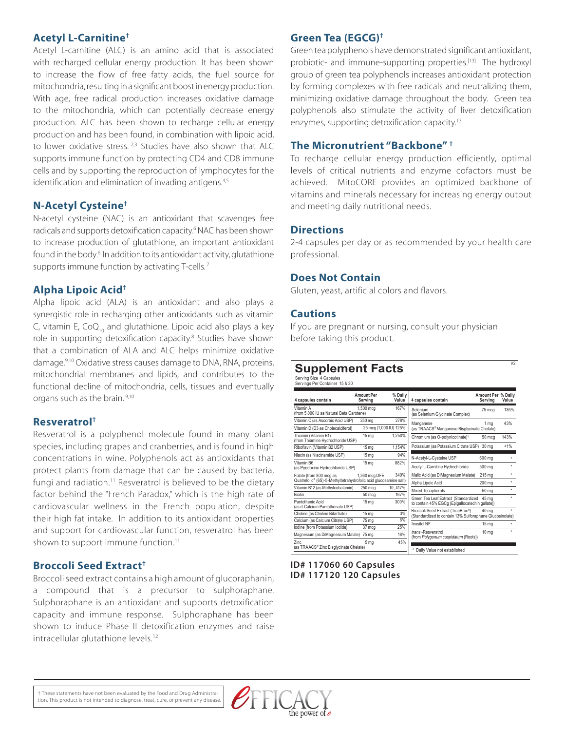## Acetyl L-Carnitine†

Acetyl L-carnitine (ALC) is an amino acid that is associated with recharged cellular energy production. It has been shown to increase the flow of free fatty acids, the fuel source for mitochondria, resulting in a significant boost in energy production. With age, free radical production increases oxidative damage to the mitochondria, which can potentially decrease energy production. ALC has been shown to recharge cellular energy production and has been found, in combination with lipoic acid, to lower oxidative stress. [2,3] Studies have also shown that ALC supports immune function by protecting CD4 and CD8 immune cells and by supporting the reproduction of lymphocytes for the identification and elimination of invading antigens.[4,5]

## N-Acetyl Cysteine†

N-acetyl cysteine (NAC) is an antioxidant that scavenges free radicals and supports detoxification capacity.[6] NAC has been shown to increase production of glutathione, an important antioxidant found in the body.[6] In addition to its antioxidant activity, glutathione supports immune function by activating T-cells. [7]

## Alpha Lipoic Acid†

Alpha lipoic acid (ALA) is an antioxidant and also plays a synergistic role in recharging other antioxidants such as vitamin C, vitamin E, $CoQ_{10}$ and glutathione. Lipoic acid also plays a key role in supporting detoxification capacity.[8] Studies have shown that a combination of ALA and ALC helps minimize oxidative damage.[9,10] Oxidative stress causes damage to DNA, RNA, proteins, mitochondrial membranes and lipids, and contributes to the functional decline of mitochondria, cells, tissues and eventually organs such as the brain. [9,10]

## Resveratrol†

Resveratrol is a polyphenol molecule found in many plant species, including grapes and cranberries, and is found in high concentrations in wine. Polyphenols act as antioxidants that protect plants from damage that can be caused by bacteria, fungi and radiation.[11] Resveratrol is believed to be the dietary factor behind the "French Paradox," which is the high rate of cardiovascular wellness in the French population, despite their high fat intake. In addition to its antioxidant properties and support for cardiovascular function, resveratrol has been shown to support immune function.[11]

## Broccoli Seed Extract†

Broccoli seed extract contains a high amount of glucoraphanin, a compound that is a precursor to sulphoraphane. Sulphoraphane is an antioxidant and supports detoxification capacity and immune response. Sulphoraphane has been shown to induce Phase II detoxification enzymes and raise intracellular glutathione levels.[12]

## Green Tea (EGCG)†

Green tea polyphenols have demonstrated significant antioxidant, probiotic- and immune-supporting properties.[13] The hydroxyl group of green tea polyphenols increases antioxidant protection by forming complexes with free radicals and neutralizing them, minimizing oxidative damage throughout the body. Green tea polyphenols also stimulate the activity of liver detoxification enzymes, supporting detoxification capacity.[13]

## The Micronutrient "Backbone" †

To recharge cellular energy production efficiently, optimal levels of critical nutrients and enzyme cofactors must be achieved. MitoCORE provides an optimized backbone of vitamins and minerals necessary for increasing energy output and meeting daily nutritional needs.

## Directions

2-4 capsules per day or as recommended by your health care professional.

## Does Not Contain

Gluten, yeast, artificial colors and flavors.

## Cautions

If you are pregnant or nursing, consult your physician before taking this product.

### Supplement Facts

V2

Serving Size 4 Capsules
Servings Per Container 15 & 30

| 4 capsules contain | Amount Per Serving | % Daily Value |
|---|---|---|
| Vitamin A (from 5,000 IU as Natural Beta Carotene) | 1,500 mcg | 167% |
| Vitamin C (as Ascorbic Acid USP) | 250 mg | 278% |
| Vitamin D (D3 as Cholecalciferol) | 25 mcg (1,000 IU) | 125% |
| Thiamin (Vitamin B1) (from Thiamine Hydrochloride USP) | 15 mg | 1,250% |
| Riboflavin (Vitamin B2 USP) | 15 mg | 1,154% |
| Niacin (as Niacinamide USP) | 15 mg | 94% |
| Vitamin B6 (as Pyridoxine Hydrochloride USP) | 15 mg | 882% |
| Folate (from 800 mcg as Quatrefolic® (6S)-5-Methyltetrahydrofolic acid glucosamine salt) | 1,360 mcg DFE | 340% |
| Vitamin B12 (as Methylcobalamin) | 250 mcg | 10, 417% |
| Biotin | 50 mcg | 167% |
| Pantothenic Acid (as d-Calcium Pantothenate USP) | 15 mg | 300% |
| Choline (as Choline Bitartrate) | 15 mg | 3% |
| Calcium (as Calcium Citrate USP) | 75 mg | 6% |
| Iodine (from Potassium Iodide) | 37 mcg | 25% |
| Magnesium (as DiMagnesium Malate) | 75 mg | 18% |
| Zinc (as TRAACS® Zinc Bisglycinate Chelate) | 5 mg | 45% |
| Selenium (as Selenium Glycinate Complex) | 75 mcg | 136% |
| Manganese (as TRAACS® Manganese Bisglycinate Chelate) | 1 mg | 43% |
| Chromium (as O-polynicotinate)‡ | 50 mcg | 143% |
| Potassium (as Potassium Citrate USP) | 30 mg | <1% |
| N-Acetyl-L-Cysteine USP | 600 mg | * |
| Acetyl L-Carnitine Hydrochloride | 500 mg | * |
| Malic Acid (as DiMagnesium Malate) | 215 mg | * |
| Alpha Lipoic Acid | 200 mg | * |
| Mixed Tocopherols | 50 mg | * |
| Green Tea Leaf Extract (Standardized to contain 45% EGCg (Epigallocatechin gallate)) | 45 mg | * |
| Broccoli Seed Extract (TrueBroc®) (Standardized to contain 13% Sulforaphane Glucosinolate) | 40 mg | * |
| Inositol NF | 15 mg | * |
| *trans* -Resveratrol (from *Polygonum cuspidatum* (Roots)) | 10 mg | * |

\* Daily Value not established

**ID# 117060 60 Capsules**
**ID# 117120 120 Capsules**

† These statements have not been evaluated by the Food and Drug Administration. This product is not intended to diagnose, treat, cure, or prevent any disease.

EFFICACY the power of e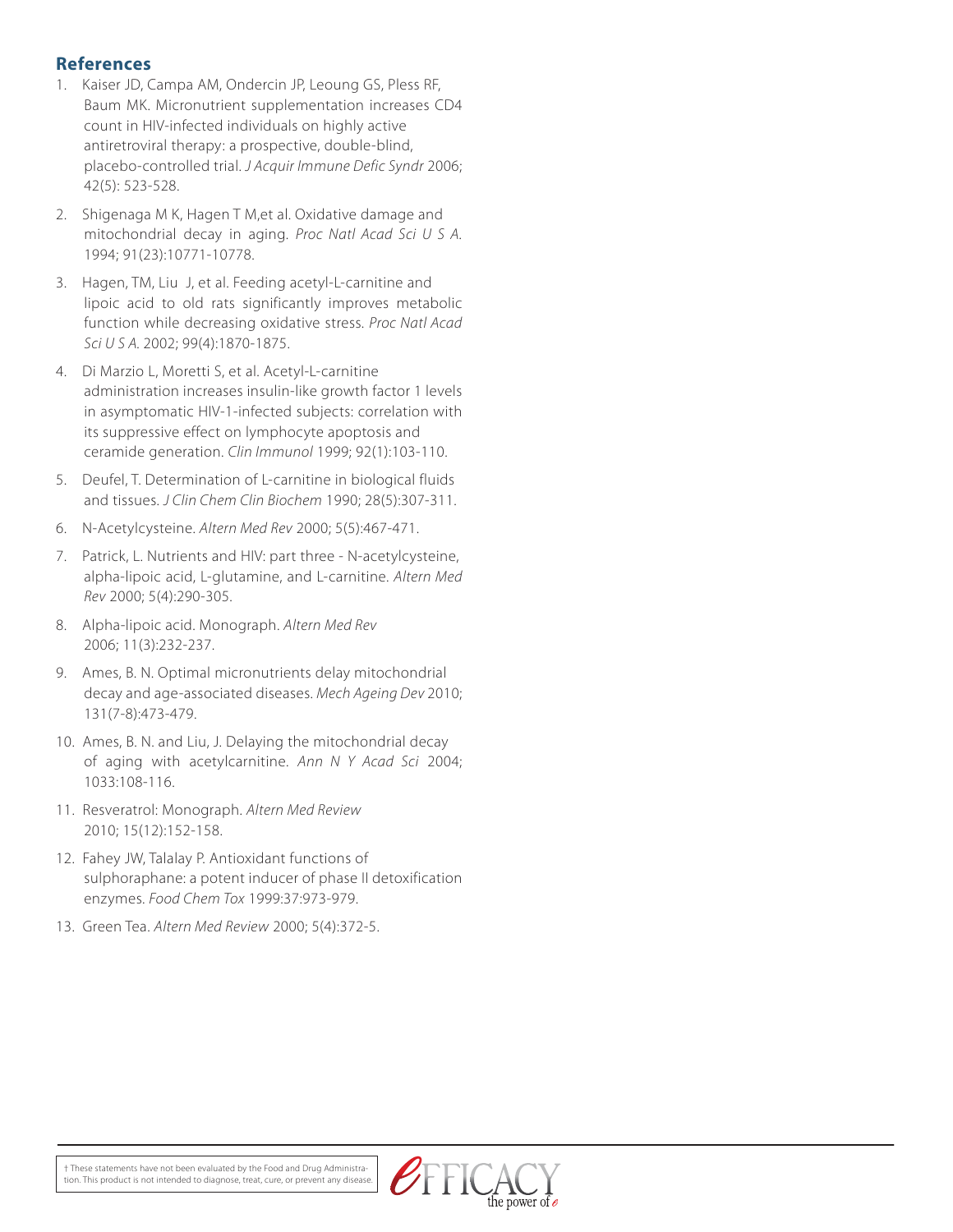## References

1. Kaiser JD, Campa AM, Ondercin JP, Leoung GS, Pless RF, Baum MK. Micronutrient supplementation increases CD4 count in HIV-infected individuals on highly active antiretroviral therapy: a prospective, double-blind, placebo-controlled trial. *J Acquir Immune Defic Syndr* 2006; 42(5): 523-528.
2. Shigenaga M K, Hagen T M,et al. Oxidative damage and mitochondrial decay in aging. *Proc Natl Acad Sci U S A.* 1994; 91(23):10771-10778.
3. Hagen, TM, Liu J, et al. Feeding acetyl-L-carnitine and lipoic acid to old rats significantly improves metabolic function while decreasing oxidative stress. *Proc Natl Acad Sci U S A.* 2002; 99(4):1870-1875.
4. Di Marzio L, Moretti S, et al. Acetyl-L-carnitine administration increases insulin-like growth factor 1 levels in asymptomatic HIV-1-infected subjects: correlation with its suppressive effect on lymphocyte apoptosis and ceramide generation. *Clin Immunol* 1999; 92(1):103-110.
5. Deufel, T. Determination of L-carnitine in biological fluids and tissues. *J Clin Chem Clin Biochem* 1990; 28(5):307-311.
6. N-Acetylcysteine. *Altern Med Rev* 2000; 5(5):467-471.
7. Patrick, L. Nutrients and HIV: part three - N-acetylcysteine, alpha-lipoic acid, L-glutamine, and L-carnitine. *Altern Med Rev* 2000; 5(4):290-305.
8. Alpha-lipoic acid. Monograph. *Altern Med Rev* 2006; 11(3):232-237.
9. Ames, B. N. Optimal micronutrients delay mitochondrial decay and age-associated diseases. *Mech Ageing Dev* 2010; 131(7-8):473-479.
10. Ames, B. N. and Liu, J. Delaying the mitochondrial decay of aging with acetylcarnitine. *Ann N Y Acad Sci* 2004; 1033:108-116.
11. Resveratrol: Monograph. *Altern Med Review* 2010; 15(12):152-158.
12. Fahey JW, Talalay P. Antioxidant functions of sulphoraphane: a potent inducer of phase II detoxification enzymes. *Food Chem Tox* 1999:37:973-979.
13. Green Tea. *Altern Med Review* 2000; 5(4):372-5.

† These statements have not been evaluated by the Food and Drug Administration. This product is not intended to diagnose, treat, cure, or prevent any disease.

eFFICACY the power of e